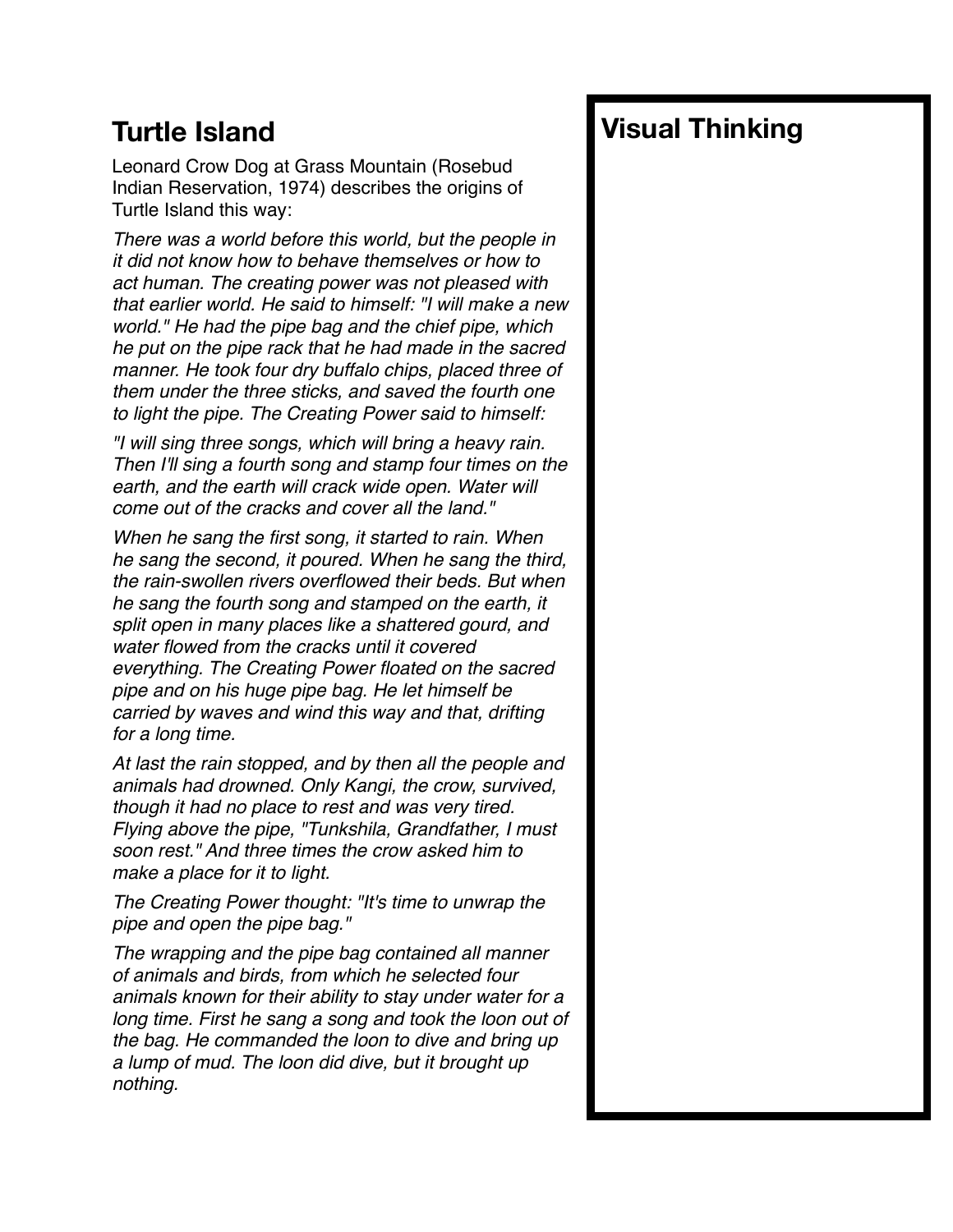## Turtle Island

Leonard Crow Dog at Grass Mountain (Rosebud Indian Reservation, 1974) describes the origins of Turtle Island this way:

*There was a world before this world, but the people in it did not know how to behave themselves or how to act human. The creating power was not pleased with that earlier world. He said to himself: "I will make a new world." He had the pipe bag and the chief pipe, which he put on the pipe rack that he had made in the sacred manner. He took four dry buffalo chips, placed three of them under the three sticks, and saved the fourth one to light the pipe. The Creating Power said to himself:*

*"I will sing three songs, which will bring a heavy rain. Then I'll sing a fourth song and stamp four times on the earth, and the earth will crack wide open. Water will come out of the cracks and cover all the land."*

*When he sang the first song, it started to rain. When he sang the second, it poured. When he sang the third, the rain-swollen rivers overflowed their beds. But when he sang the fourth song and stamped on the earth, it split open in many places like a shattered gourd, and water flowed from the cracks until it covered everything. The Creating Power floated on the sacred pipe and on his huge pipe bag. He let himself be carried by waves and wind this way and that, drifting for a long time.*

*At last the rain stopped, and by then all the people and animals had drowned. Only Kangi, the crow, survived, though it had no place to rest and was very tired. Flying above the pipe, "Tunkshila, Grandfather, I must soon rest." And three times the crow asked him to make a place for it to light.*

*The Creating Power thought: "It's time to unwrap the pipe and open the pipe bag."*

*The wrapping and the pipe bag contained all manner of animals and birds, from which he selected four animals known for their ability to stay under water for a long time. First he sang a song and took the loon out of the bag. He commanded the loon to dive and bring up a lump of mud. The loon did dive, but it brought up nothing.*

## Visual Thinking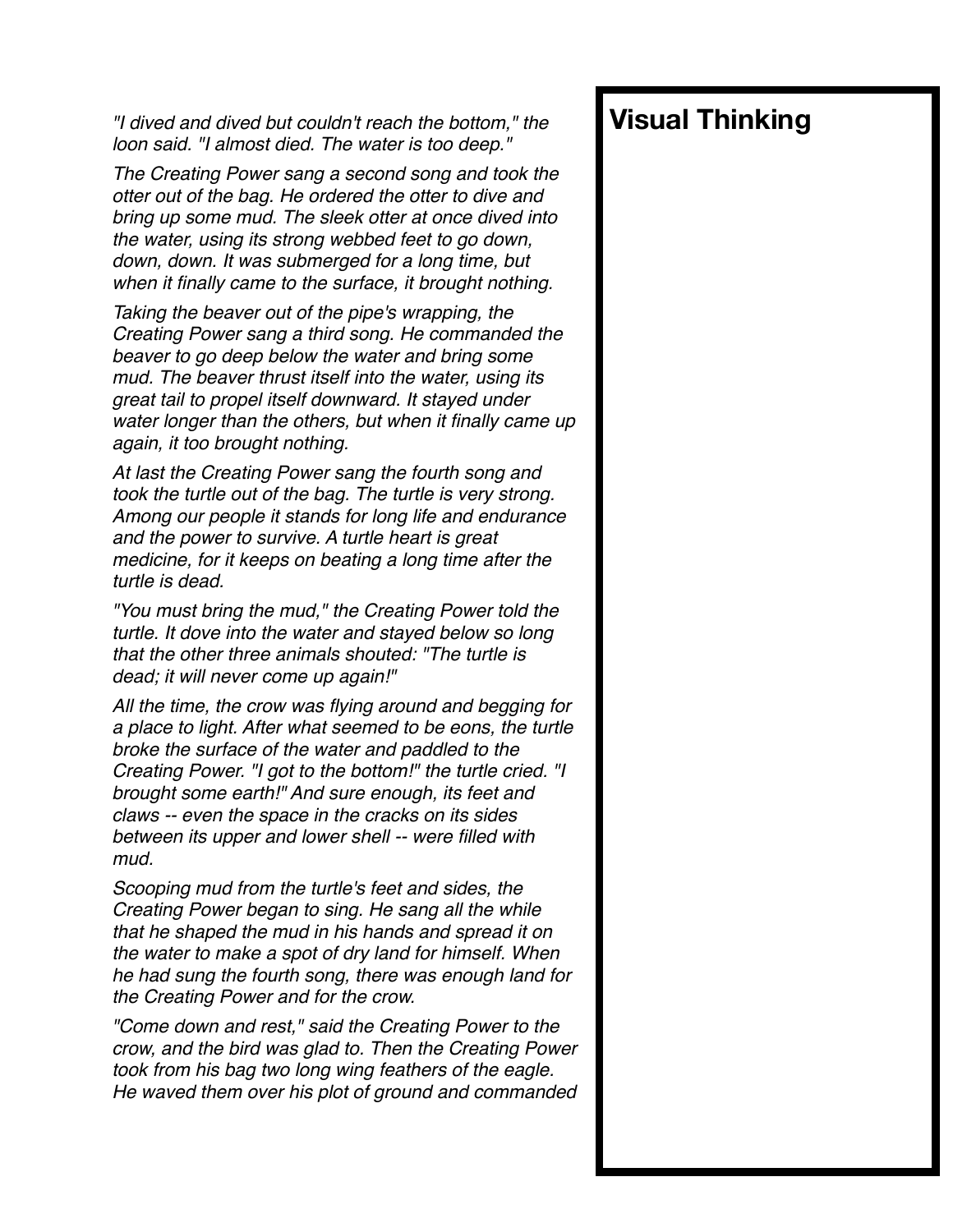*"I dived and dived but couldn't reach the bottom," the loon said. "I almost died. The water is too deep."*

*The Creating Power sang a second song and took the otter out of the bag. He ordered the otter to dive and bring up some mud. The sleek otter at once dived into the water, using its strong webbed feet to go down, down, down. It was submerged for a long time, but when it finally came to the surface, it brought nothing.*

*Taking the beaver out of the pipe's wrapping, the Creating Power sang a third song. He commanded the beaver to go deep below the water and bring some mud. The beaver thrust itself into the water, using its great tail to propel itself downward. It stayed under water longer than the others, but when it finally came up again, it too brought nothing.*

*At last the Creating Power sang the fourth song and took the turtle out of the bag. The turtle is very strong. Among our people it stands for long life and endurance and the power to survive. A turtle heart is great medicine, for it keeps on beating a long time after the turtle is dead.*

*"You must bring the mud," the Creating Power told the turtle. It dove into the water and stayed below so long that the other three animals shouted: "The turtle is dead; it will never come up again!"*

*All the time, the crow was flying around and begging for a place to light. After what seemed to be eons, the turtle broke the surface of the water and paddled to the Creating Power. "I got to the bottom!" the turtle cried. "I brought some earth!" And sure enough, its feet and claws -- even the space in the cracks on its sides between its upper and lower shell -- were filled with mud.*

*Scooping mud from the turtle's feet and sides, the Creating Power began to sing. He sang all the while that he shaped the mud in his hands and spread it on the water to make a spot of dry land for himself. When he had sung the fourth song, there was enough land for the Creating Power and for the crow.*

*"Come down and rest," said the Creating Power to the crow, and the bird was glad to. Then the Creating Power took from his bag two long wing feathers of the eagle. He waved them over his plot of ground and commanded*

## Visual Thinking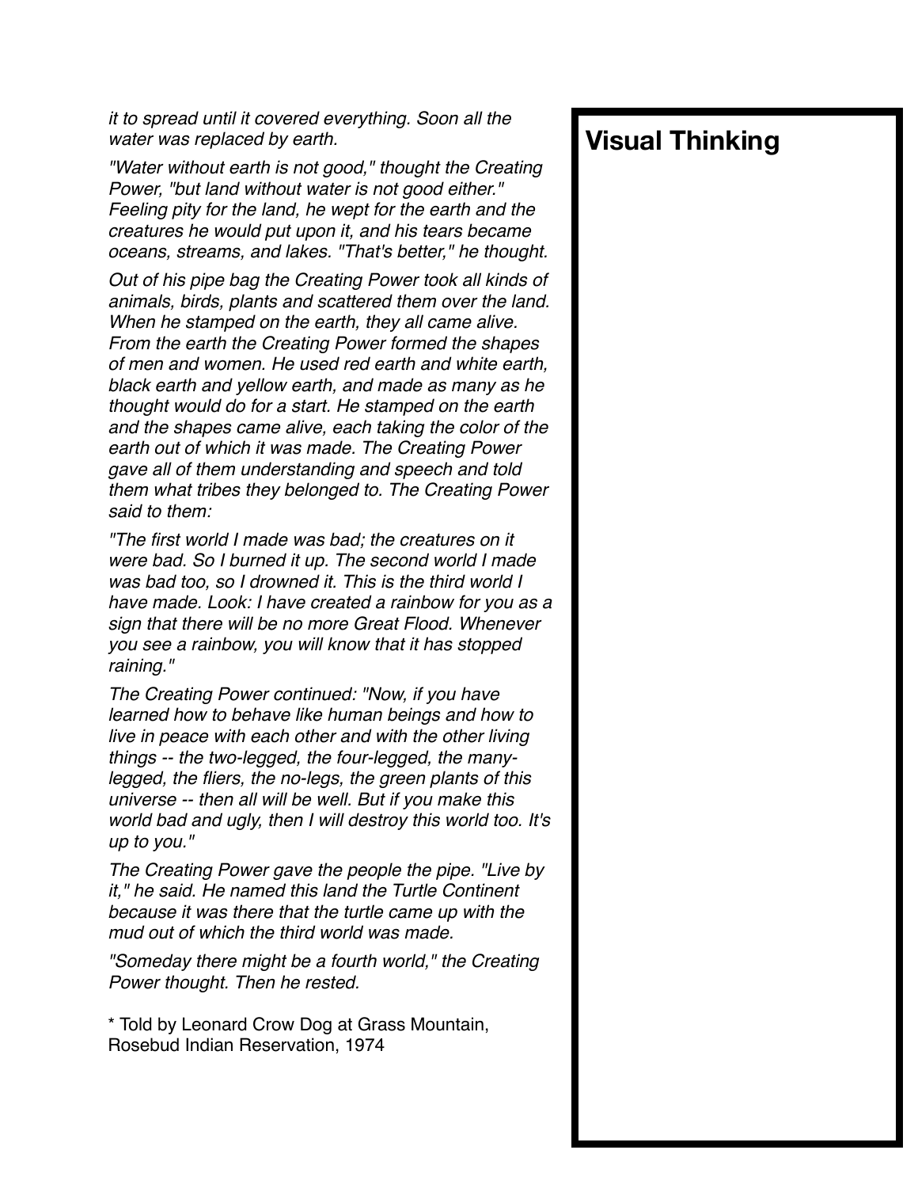*it to spread until it covered everything. Soon all the water was replaced by earth.*

*"Water without earth is not good," thought the Creating Power, "but land without water is not good either." Feeling pity for the land, he wept for the earth and the creatures he would put upon it, and his tears became oceans, streams, and lakes. "That's better," he thought.*

*Out of his pipe bag the Creating Power took all kinds of animals, birds, plants and scattered them over the land. When he stamped on the earth, they all came alive. From the earth the Creating Power formed the shapes of men and women. He used red earth and white earth, black earth and yellow earth, and made as many as he thought would do for a start. He stamped on the earth and the shapes came alive, each taking the color of the earth out of which it was made. The Creating Power gave all of them understanding and speech and told them what tribes they belonged to. The Creating Power said to them:*

*"The first world I made was bad; the creatures on it were bad. So I burned it up. The second world I made was bad too, so I drowned it. This is the third world I have made. Look: I have created a rainbow for you as a sign that there will be no more Great Flood. Whenever you see a rainbow, you will know that it has stopped raining."*

*The Creating Power continued: "Now, if you have learned how to behave like human beings and how to live in peace with each other and with the other living things -- the two-legged, the four-legged, the many-legged, the fliers, the no-legs, the green plants of this universe -- then all will be well. But if you make this world bad and ugly, then I will destroy this world too. It's up to you."*

*The Creating Power gave the people the pipe. "Live by it," he said. He named this land the Turtle Continent because it was there that the turtle came up with the mud out of which the third world was made.*

*"Someday there might be a fourth world," the Creating Power thought. Then he rested.*

* Told by Leonard Crow Dog at Grass Mountain, Rosebud Indian Reservation, 1974

## Visual Thinking